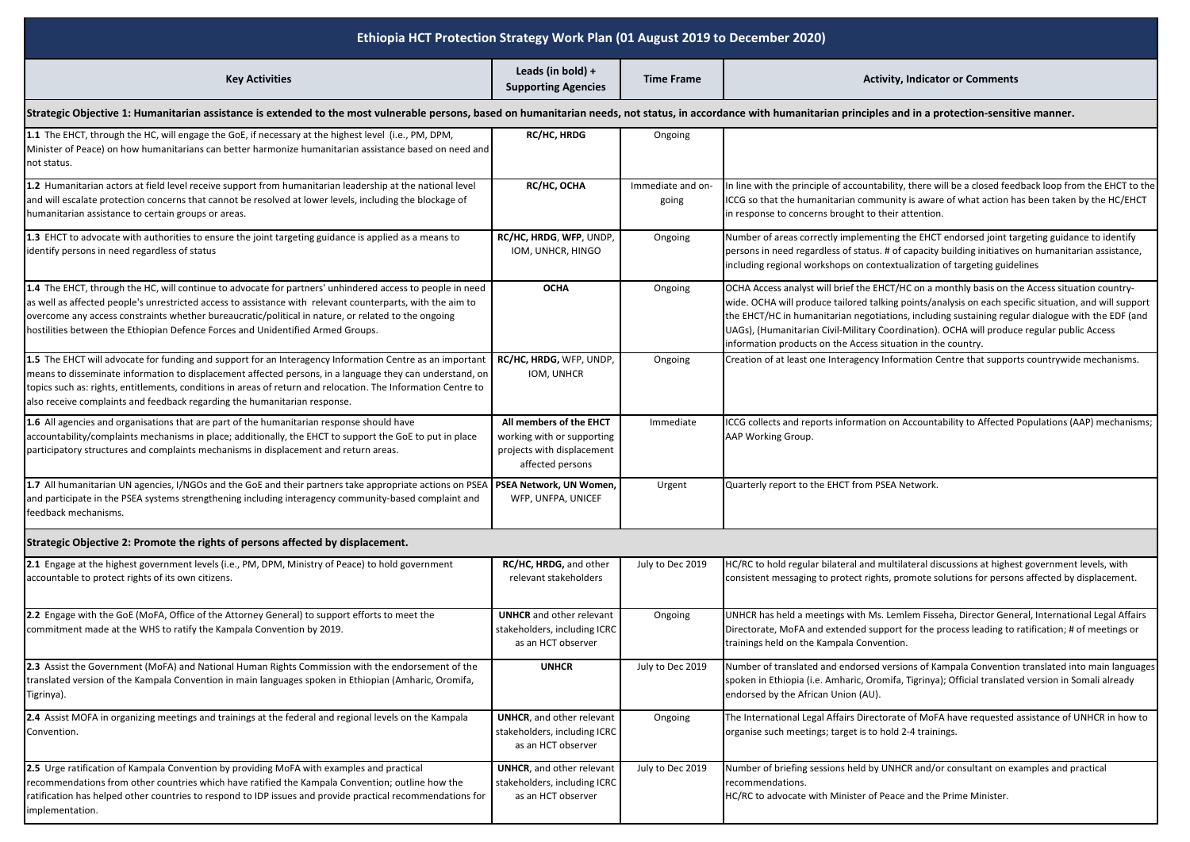# Ethiopia HCT Protection Strategy Work Plan (01 August 2019 to December 2020)

| Key Activities | Leads (in bold) + Supporting Agencies | Time Frame | Activity, Indicator or Comments |
|---|---|---|---|
| **Strategic Objective 1: Humanitarian assistance is extended to the most vulnerable persons, based on humanitarian needs, not status, in accordance with humanitarian principles and in a protection-sensitive manner.** | | | |
| **1.1** The EHCT, through the HC, will engage the GoE, if necessary at the highest level (i.e., PM, DPM, Minister of Peace) on how humanitarians can better harmonize humanitarian assistance based on need and not status. | **RC/HC, HRDG** | Ongoing | |
| **1.2** Humanitarian actors at field level receive support from humanitarian leadership at the national level and will escalate protection concerns that cannot be resolved at lower levels, including the blockage of humanitarian assistance to certain groups or areas. | **RC/HC, OCHA** | Immediate and on-going | In line with the principle of accountability, there will be a closed feedback loop from the EHCT to the ICCG so that the humanitarian community is aware of what action has been taken by the HC/EHCT in response to concerns brought to their attention. |
| **1.3** EHCT to advocate with authorities to ensure the joint targeting guidance is applied as a means to identify persons in need regardless of status | **RC/HC, HRDG**, **WFP**, UNDP, IOM, UNHCR, HINGO | Ongoing | Number of areas correctly implementing the EHCT endorsed joint targeting guidance to identify persons in need regardless of status. # of capacity building initiatives on humanitarian assistance, including regional workshops on contextualization of targeting guidelines |
| **1.4** The EHCT, through the HC, will continue to advocate for partners' unhindered access to people in need as well as affected people's unrestricted access to assistance with relevant counterparts, with the aim to overcome any access constraints whether bureaucratic/political in nature, or related to the ongoing hostilities between the Ethiopian Defence Forces and Unidentified Armed Groups. | **OCHA** | Ongoing | OCHA Access analyst will brief the EHCT/HC on a monthly basis on the Access situation country-wide. OCHA will produce tailored talking points/analysis on each specific situation, and will support the EHCT/HC in humanitarian negotiations, including sustaining regular dialogue with the EDF (and UAGs), (Humanitarian Civil-Military Coordination). OCHA will produce regular public Access information products on the Access situation in the country. |
| **1.5** The EHCT will advocate for funding and support for an Interagency Information Centre as an important means to disseminate information to displacement affected persons, in a language they can understand, on topics such as: rights, entitlements, conditions in areas of return and relocation. The Information Centre to also receive complaints and feedback regarding the humanitarian response. | **RC/HC, HRDG,** WFP, UNDP, IOM, UNHCR | Ongoing | Creation of at least one Interagency Information Centre that supports countrywide mechanisms. |
| **1.6** All agencies and organisations that are part of the humanitarian response should have accountability/complaints mechanisms in place; additionally, the EHCT to support the GoE to put in place participatory structures and complaints mechanisms in displacement and return areas. | **All members of the EHCT** working with or supporting projects with displacement affected persons | Immediate | ICCG collects and reports information on Accountability to Affected Populations (AAP) mechanisms; AAP Working Group. |
| **1.7** All humanitarian UN agencies, I/NGOs and the GoE and their partners take appropriate actions on PSEA and participate in the PSEA systems strengthening including interagency community-based complaint and feedback mechanisms. | **PSEA Network, UN Women,** WFP, UNFPA, UNICEF | Urgent | Quarterly report to the EHCT from PSEA Network. |
| **Strategic Objective 2: Promote the rights of persons affected by displacement.** | | | |
| **2.1** Engage at the highest government levels (i.e., PM, DPM, Ministry of Peace) to hold government accountable to protect rights of its own citizens. | **RC/HC, HRDG,** and other relevant stakeholders | July to Dec 2019 | HC/RC to hold regular bilateral and multilateral discussions at highest government levels, with consistent messaging to protect rights, promote solutions for persons affected by displacement. |
| **2.2** Engage with the GoE (MoFA, Office of the Attorney General) to support efforts to meet the commitment made at the WHS to ratify the Kampala Convention by 2019. | **UNHCR** and other relevant stakeholders, including ICRC as an HCT observer | Ongoing | UNHCR has held a meetings with Ms. Lemlem Fisseha, Director General, International Legal Affairs Directorate, MoFA and extended support for the process leading to ratification; # of meetings or trainings held on the Kampala Convention. |
| **2.3** Assist the Government (MoFA) and National Human Rights Commission with the endorsement of the translated version of the Kampala Convention in main languages spoken in Ethiopian (Amharic, Oromifa, Tigrinya). | **UNHCR** | July to Dec 2019 | Number of translated and endorsed versions of Kampala Convention translated into main languages spoken in Ethiopia (i.e. Amharic, Oromifa, Tigrinya); Official translated version in Somali already endorsed by the African Union (AU). |
| **2.4** Assist MOFA in organizing meetings and trainings at the federal and regional levels on the Kampala Convention. | **UNHCR**, and other relevant stakeholders, including ICRC as an HCT observer | Ongoing | The International Legal Affairs Directorate of MoFA have requested assistance of UNHCR in how to organise such meetings; target is to hold 2-4 trainings. |
| **2.5** Urge ratification of Kampala Convention by providing MoFA with examples and practical recommendations from other countries which have ratified the Kampala Convention; outline how the ratification has helped other countries to respond to IDP issues and provide practical recommendations for implementation. | **UNHCR**, and other relevant stakeholders, including ICRC as an HCT observer | July to Dec 2019 | Number of briefing sessions held by UNHCR and/or consultant on examples and practical recommendations.<br>HC/RC to advocate with Minister of Peace and the Prime Minister. |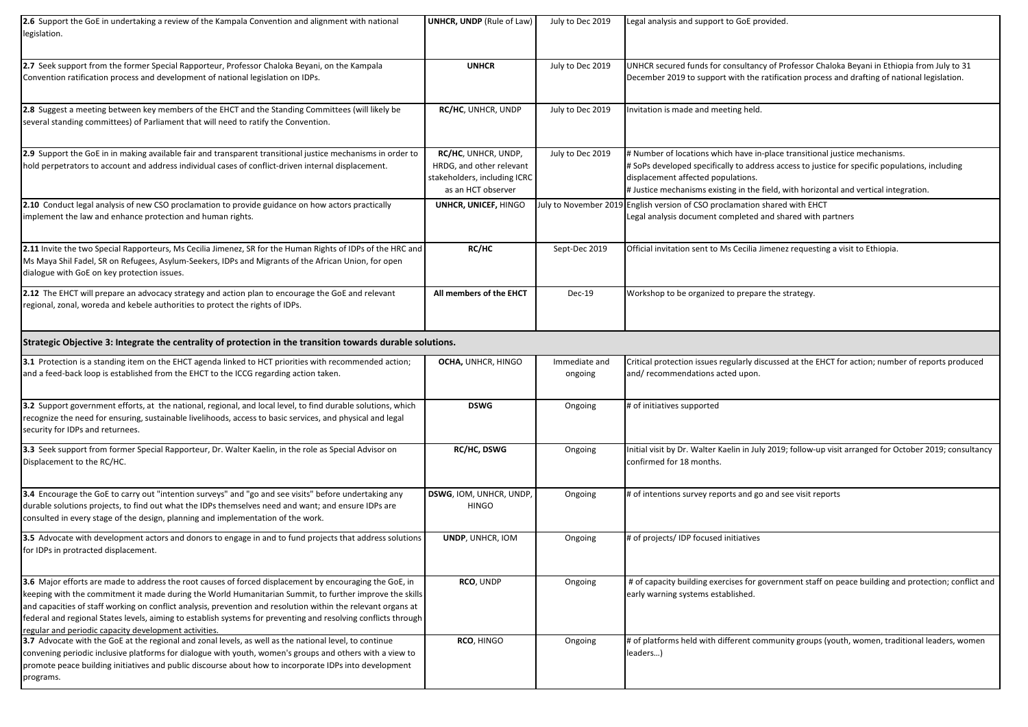| | | | |
|---|---|---|---|
| **2.6** Support the GoE in undertaking a review of the Kampala Convention and alignment with national legislation. | **UNHCR, UNDP** (Rule of Law) | July to Dec 2019 | Legal analysis and support to GoE provided. |
| **2.7** Seek support from the former Special Rapporteur, Professor Chaloka Beyani, on the Kampala Convention ratification process and development of national legislation on IDPs. | **UNHCR** | July to Dec 2019 | UNHCR secured funds for consultancy of Professor Chaloka Beyani in Ethiopia from July to 31 December 2019 to support with the ratification process and drafting of national legislation. |
| **2.8** Suggest a meeting between key members of the EHCT and the Standing Committees (will likely be several standing committees) of Parliament that will need to ratify the Convention. | **RC/HC**, UNHCR, UNDP | July to Dec 2019 | Invitation is made and meeting held. |
| **2.9** Support the GoE in in making available fair and transparent transitional justice mechanisms in order to hold perpetrators to account and address individual cases of conflict-driven internal displacement. | **RC/HC**, UNHCR, UNDP, HRDG, and other relevant stakeholders, including ICRC as an HCT observer | July to Dec 2019 | # Number of locations which have in-place transitional justice mechanisms.<br># SoPs developed specifically to address access to justice for specific populations, including displacement affected populations.<br># Justice mechanisms existing in the field, with horizontal and vertical integration. |
| **2.10** Conduct legal analysis of new CSO proclamation to provide guidance on how actors practically implement the law and enhance protection and human rights. | **UNHCR, UNICEF,** HINGO | July to November 2019 | English version of CSO proclamation shared with EHCT<br>Legal analysis document completed and shared with partners |
| **2.11** Invite the two Special Rapporteurs, Ms Cecilia Jimenez, SR for the Human Rights of IDPs of the HRC and Ms Maya Shil Fadel, SR on Refugees, Asylum-Seekers, IDPs and Migrants of the African Union, for open dialogue with GoE on key protection issues. | **RC/HC** | Sept-Dec 2019 | Official invitation sent to Ms Cecilia Jimenez requesting a visit to Ethiopia. |
| **2.12** The EHCT will prepare an advocacy strategy and action plan to encourage the GoE and relevant regional, zonal, woreda and kebele authorities to protect the rights of IDPs. | **All members of the EHCT** | Dec-19 | Workshop to be organized to prepare the strategy. |
| **Strategic Objective 3: Integrate the centrality of protection in the transition towards durable solutions.** | | | |
| **3.1** Protection is a standing item on the EHCT agenda linked to HCT priorities with recommended action; and a feed-back loop is established from the EHCT to the ICCG regarding action taken. | **OCHA,** UNHCR, HINGO | Immediate and ongoing | Critical protection issues regularly discussed at the EHCT for action; number of reports produced and/ recommendations acted upon. |
| **3.2** Support government efforts, at the national, regional, and local level, to find durable solutions, which recognize the need for ensuring, sustainable livelihoods, access to basic services, and physical and legal security for IDPs and returnees. | **DSWG** | Ongoing | # of initiatives supported |
| **3.3** Seek support from former Special Rapporteur, Dr. Walter Kaelin, in the role as Special Advisor on Displacement to the RC/HC. | **RC/HC, DSWG** | Ongoing | Initial visit by Dr. Walter Kaelin in July 2019; follow-up visit arranged for October 2019; consultancy confirmed for 18 months. |
| **3.4** Encourage the GoE to carry out "intention surveys" and "go and see visits" before undertaking any durable solutions projects, to find out what the IDPs themselves need and want; and ensure IDPs are consulted in every stage of the design, planning and implementation of the work. | **DSWG**, IOM, UNHCR, UNDP, HINGO | Ongoing | # of intentions survey reports and go and see visit reports |
| **3.5** Advocate with development actors and donors to engage in and to fund projects that address solutions for IDPs in protracted displacement. | **UNDP**, UNHCR, IOM | Ongoing | # of projects/ IDP focused initiatives |
| **3.6** Major efforts are made to address the root causes of forced displacement by encouraging the GoE, in keeping with the commitment it made during the World Humanitarian Summit, to further improve the skills and capacities of staff working on conflict analysis, prevention and resolution within the relevant organs at federal and regional States levels, aiming to establish systems for preventing and resolving conflicts through regular and periodic capacity development activities. | **RCO**, UNDP | Ongoing | # of capacity building exercises for government staff on peace building and protection; conflict and early warning systems established. |
| **3.7** Advocate with the GoE at the regional and zonal levels, as well as the national level, to continue convening periodic inclusive platforms for dialogue with youth, women's groups and others with a view to promote peace building initiatives and public discourse about how to incorporate IDPs into development programs. | **RCO**, HINGO | Ongoing | # of platforms held with different community groups (youth, women, traditional leaders, women leaders…) |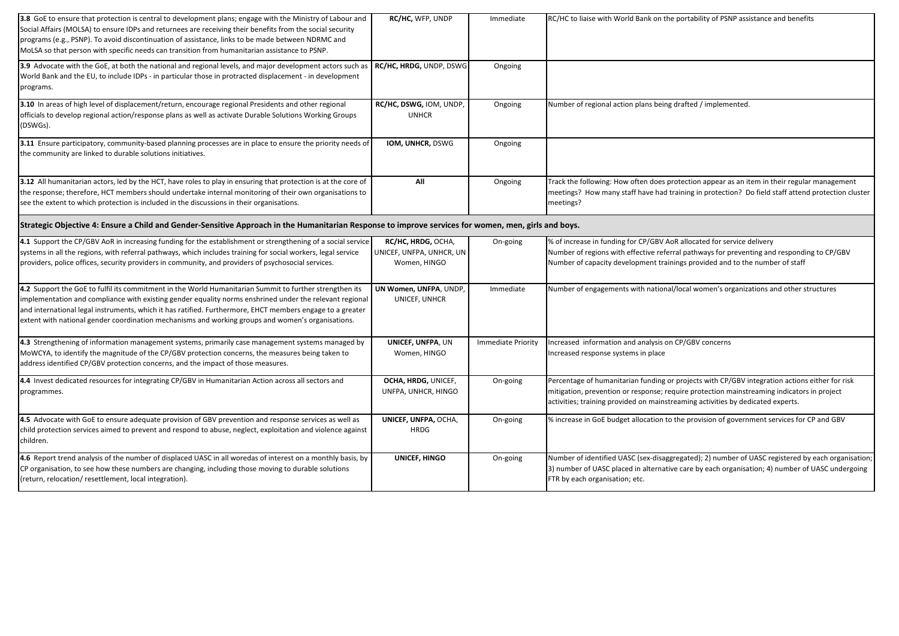| | | | |
|---|---|---|---|
| **3.8** GoE to ensure that protection is central to development plans; engage with the Ministry of Labour and Social Affairs (MOLSA) to ensure IDPs and returnees are receiving their benefits from the social security programs (e.g., PSNP). To avoid discontinuation of assistance, links to be made between NDRMC and MoLSA so that person with specific needs can transition from humanitarian assistance to PSNP. | **RC/HC,** WFP, UNDP | Immediate | RC/HC to liaise with World Bank on the portability of PSNP assistance and benefits |
| **3.9** Advocate with the GoE, at both the national and regional levels, and major development actors such as World Bank and the EU, to include IDPs - in particular those in protracted displacement - in development programs. | **RC/HC, HRDG,** UNDP, DSWG | Ongoing | |
| **3.10** In areas of high level of displacement/return, encourage regional Presidents and other regional officials to develop regional action/response plans as well as activate Durable Solutions Working Groups (DSWGs). | **RC/HC, DSWG,** IOM, UNDP, UNHCR | Ongoing | Number of regional action plans being drafted / implemented. |
| **3.11** Ensure participatory, community-based planning processes are in place to ensure the priority needs of the community are linked to durable solutions initiatives. | **IOM, UNHCR,** DSWG | Ongoing | |
| **3.12** All humanitarian actors, led by the HCT, have roles to play in ensuring that protection is at the core of the response; therefore, HCT members should undertake internal monitoring of their own organisations to see the extent to which protection is included in the discussions in their organisations. | **All** | Ongoing | Track the following: How often does protection appear as an item in their regular management meetings? How many staff have had training in protection? Do field staff attend protection cluster meetings? |
| **Strategic Objective 4: Ensure a Child and Gender-Sensitive Approach in the Humanitarian Response to improve services for women, men, girls and boys.** | | | |
| **4.1** Support the CP/GBV AoR in increasing funding for the establishment or strengthening of a social service systems in all the regions, with referral pathways, which includes training for social workers, legal service providers, police offices, security providers in community, and providers of psychosocial services. | **RC/HC, HRDG,** OCHA, UNICEF, UNFPA, UNHCR, UN Women, HINGO | On-going | % of increase in funding for CP/GBV AoR allocated for service delivery<br>Number of regions with effective referral pathways for preventing and responding to CP/GBV<br>Number of capacity development trainings provided and to the number of staff |
| **4.2** Support the GoE to fulfil its commitment in the World Humanitarian Summit to further strengthen its implementation and compliance with existing gender equality norms enshrined under the relevant regional and international legal instruments, which it has ratified. Furthermore, EHCT members engage to a greater extent with national gender coordination mechanisms and working groups and women's organisations. | **UN Women, UNFPA,** UNDP, UNICEF, UNHCR | Immediate | Number of engagements with national/local women's organizations and other structures |
| **4.3** Strengthening of information management systems, primarily case management systems managed by MoWCYA, to identify the magnitude of the CP/GBV protection concerns, the measures being taken to address identified CP/GBV protection concerns, and the impact of those measures. | **UNICEF, UNFPA,** UN Women, HINGO | Immediate Priority | Increased information and analysis on CP/GBV concerns<br>Increased response systems in place |
| **4.4** Invest dedicated resources for integrating CP/GBV in Humanitarian Action across all sectors and programmes. | **OCHA, HRDG,** UNICEF, UNFPA, UNHCR, HINGO | On-going | Percentage of humanitarian funding or projects with CP/GBV integration actions either for risk mitigation, prevention or response; require protection mainstreaming indicators in project activities; training provided on mainstreaming activities by dedicated experts. |
| **4.5** Advocate with GoE to ensure adequate provision of GBV prevention and response services as well as child protection services aimed to prevent and respond to abuse, neglect, exploitation and violence against children. | **UNICEF, UNFPA,** OCHA, HRDG | On-going | % increase in GoE budget allocation to the provision of government services for CP and GBV |
| **4.6** Report trend analysis of the number of displaced UASC in all woredas of interest on a monthly basis, by CP organisation, to see how these numbers are changing, including those moving to durable solutions (return, relocation/ resettlement, local integration). | **UNICEF, HINGO** | On-going | Number of identified UASC (sex-disaggregated); 2) number of UASC registered by each organisation; 3) number of UASC placed in alternative care by each organisation; 4) number of UASC undergoing FTR by each organisation; etc. |